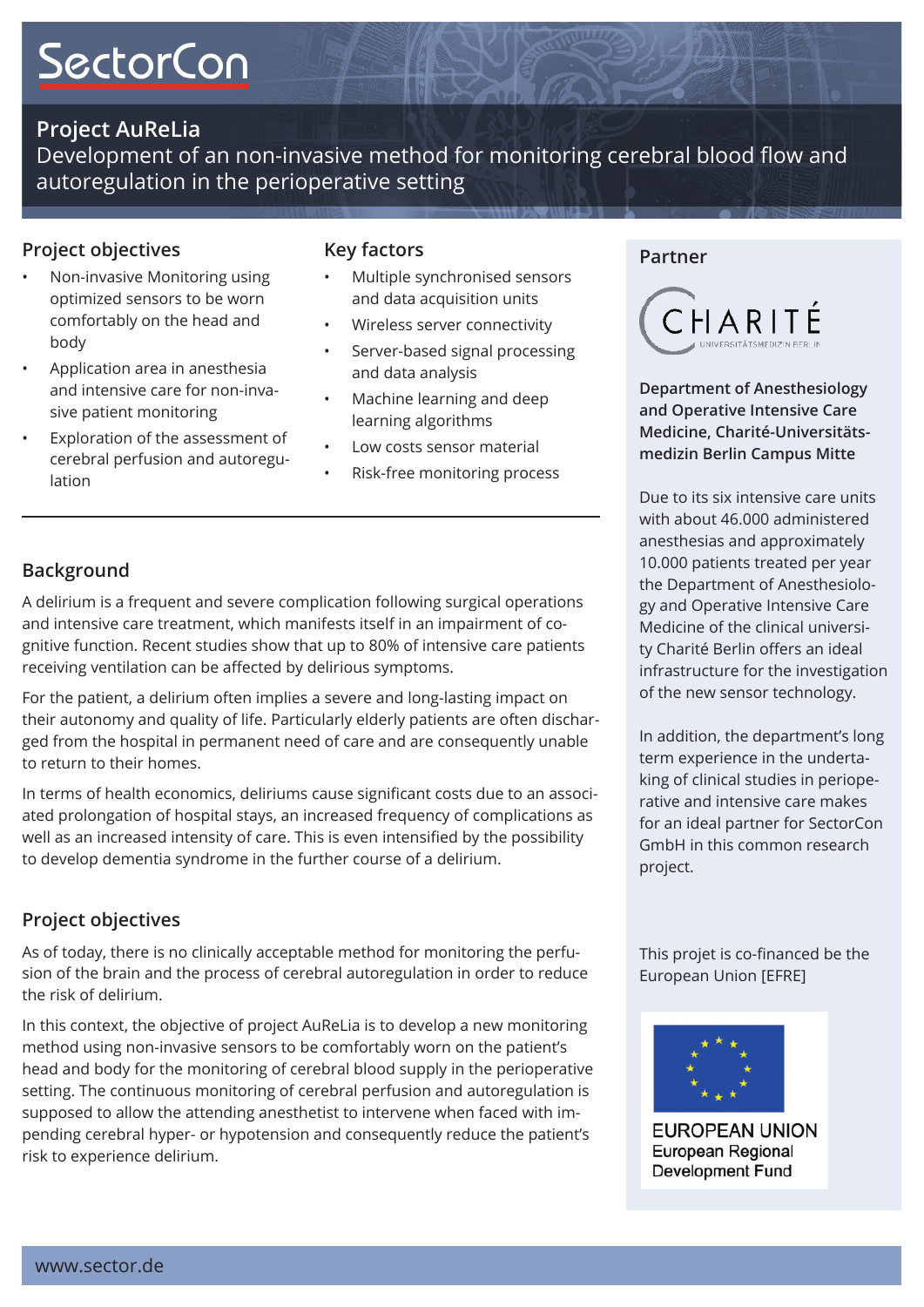# SectorCon

## Project AuReLia

Development of an non-invasive method for monitoring cerebral blood flow and autoregulation in the perioperative setting

### Project objectives

- Non-invasive Monitoring using optimized sensors to be worn comfortably on the head and body
- Application area in anesthesia and intensive care for non-invasive patient monitoring
- Exploration of the assessment of cerebral perfusion and autoregulation

### Key factors

- Multiple synchronised sensors and data acquisition units
- Wireless server connectivity
- Server-based signal processing and data analysis
- Machine learning and deep learning algorithms
- Low costs sensor material
- Risk-free monitoring process

### Background

A delirium is a frequent and severe complication following surgical operations and intensive care treatment, which manifests itself in an impairment of cognitive function. Recent studies show that up to 80% of intensive care patients receiving ventilation can be affected by delirious symptoms.

For the patient, a delirium often implies a severe and long-lasting impact on their autonomy and quality of life. Particularly elderly patients are often discharged from the hospital in permanent need of care and are consequently unable to return to their homes.

In terms of health economics, deliriums cause significant costs due to an associated prolongation of hospital stays, an increased frequency of complications as well as an increased intensity of care. This is even intensified by the possibility to develop dementia syndrome in the further course of a delirium.

### Project objectives

As of today, there is no clinically acceptable method for monitoring the perfusion of the brain and the process of cerebral autoregulation in order to reduce the risk of delirium.

In this context, the objective of project AuReLia is to develop a new monitoring method using non-invasive sensors to be comfortably worn on the patient's head and body for the monitoring of cerebral blood supply in the perioperative setting. The continuous monitoring of cerebral perfusion and autoregulation is supposed to allow the attending anesthetist to intervene when faced with impending cerebral hyper- or hypotension and consequently reduce the patient's risk to experience delirium.

### Partner

CHARITÉ
UNIVERSITÄTSMEDIZIN BERLIN

**Department of Anesthesiology and Operative Intensive Care Medicine, Charité-Universitätsmedizin Berlin Campus Mitte**

Due to its six intensive care units with about 46.000 administered anesthesias and approximately 10.000 patients treated per year the Department of Anesthesiology and Operative Intensive Care Medicine of the clinical university Charité Berlin offers an ideal infrastructure for the investigation of the new sensor technology.

In addition, the department's long term experience in the undertaking of clinical studies in perioperative and intensive care makes for an ideal partner for SectorCon GmbH in this common research project.

This projet is co-financed be the European Union [EFRE]

EUROPEAN UNION
European Regional Development Fund

www.sector.de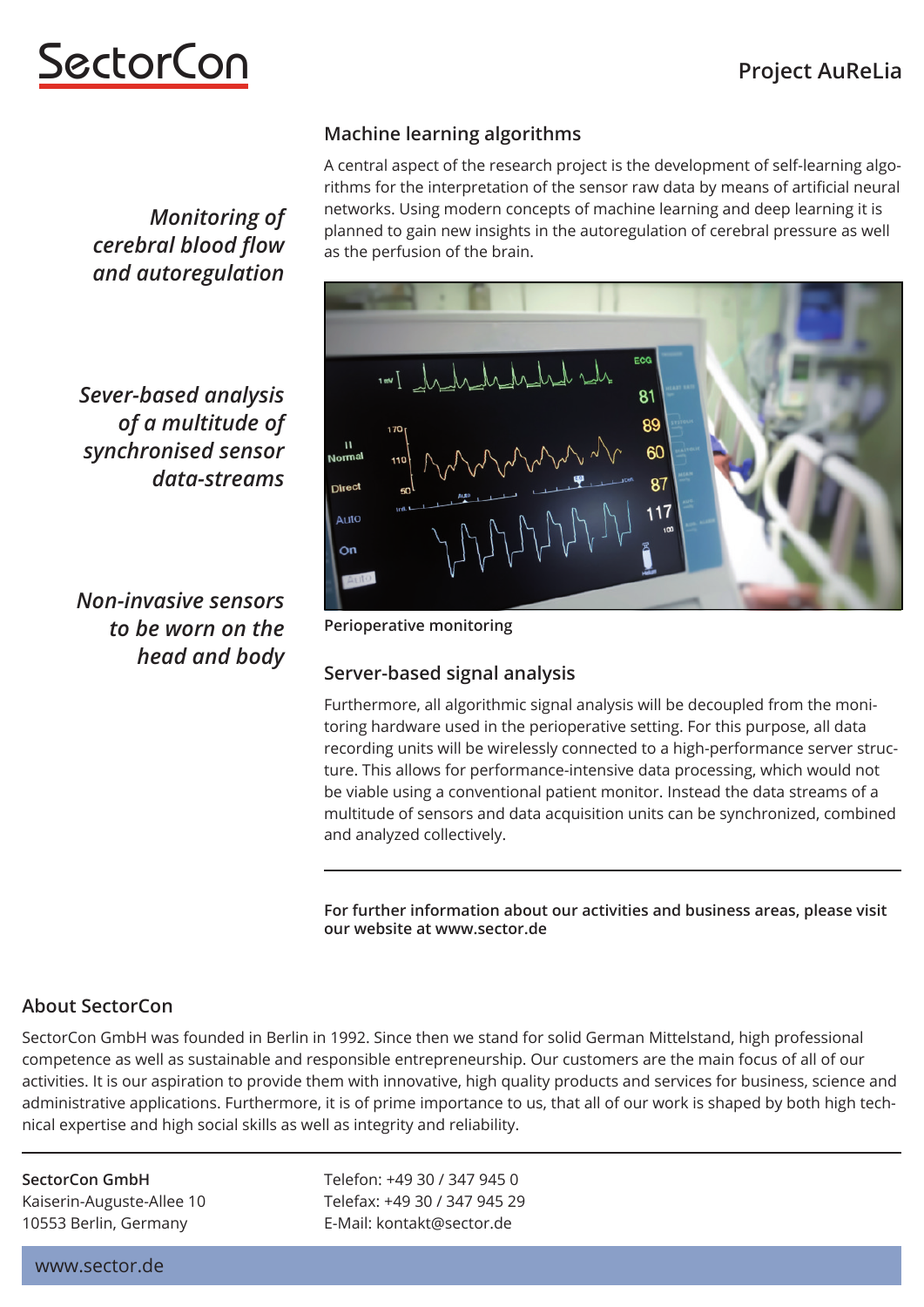*Monitoring of cerebral blood flow and autoregulation*

*Sever-based analysis of a multitude of synchronised sensor data-streams*

*Non-invasive sensors to be worn on the head and body*

## Machine learning algorithms

A central aspect of the research project is the development of self-learning algorithms for the interpretation of the sensor raw data by means of artificial neural networks. Using modern concepts of machine learning and deep learning it is planned to gain new insights in the autoregulation of cerebral pressure as well as the perfusion of the brain.

Perioperative monitoring

## Server-based signal analysis

Furthermore, all algorithmic signal analysis will be decoupled from the monitoring hardware used in the perioperative setting. For this purpose, all data recording units will be wirelessly connected to a high-performance server structure. This allows for performance-intensive data processing, which would not be viable using a conventional patient monitor. Instead the data streams of a multitude of sensors and data acquisition units can be synchronized, combined and analyzed collectively.

**For further information about our activities and business areas, please visit our website at www.sector.de**

## About SectorCon

SectorCon GmbH was founded in Berlin in 1992. Since then we stand for solid German Mittelstand, high professional competence as well as sustainable and responsible entrepreneurship. Our customers are the main focus of all of our activities. It is our aspiration to provide them with innovative, high quality products and services for business, science and administrative applications. Furthermore, it is of prime importance to us, that all of our work is shaped by both high technical expertise and high social skills as well as integrity and reliability.

**SectorCon GmbH**
Kaiserin-Auguste-Allee 10
10553 Berlin, Germany

Telefon: +49 30 / 347 945 0
Telefax: +49 30 / 347 945 29
E-Mail: kontakt@sector.de

www.sector.de